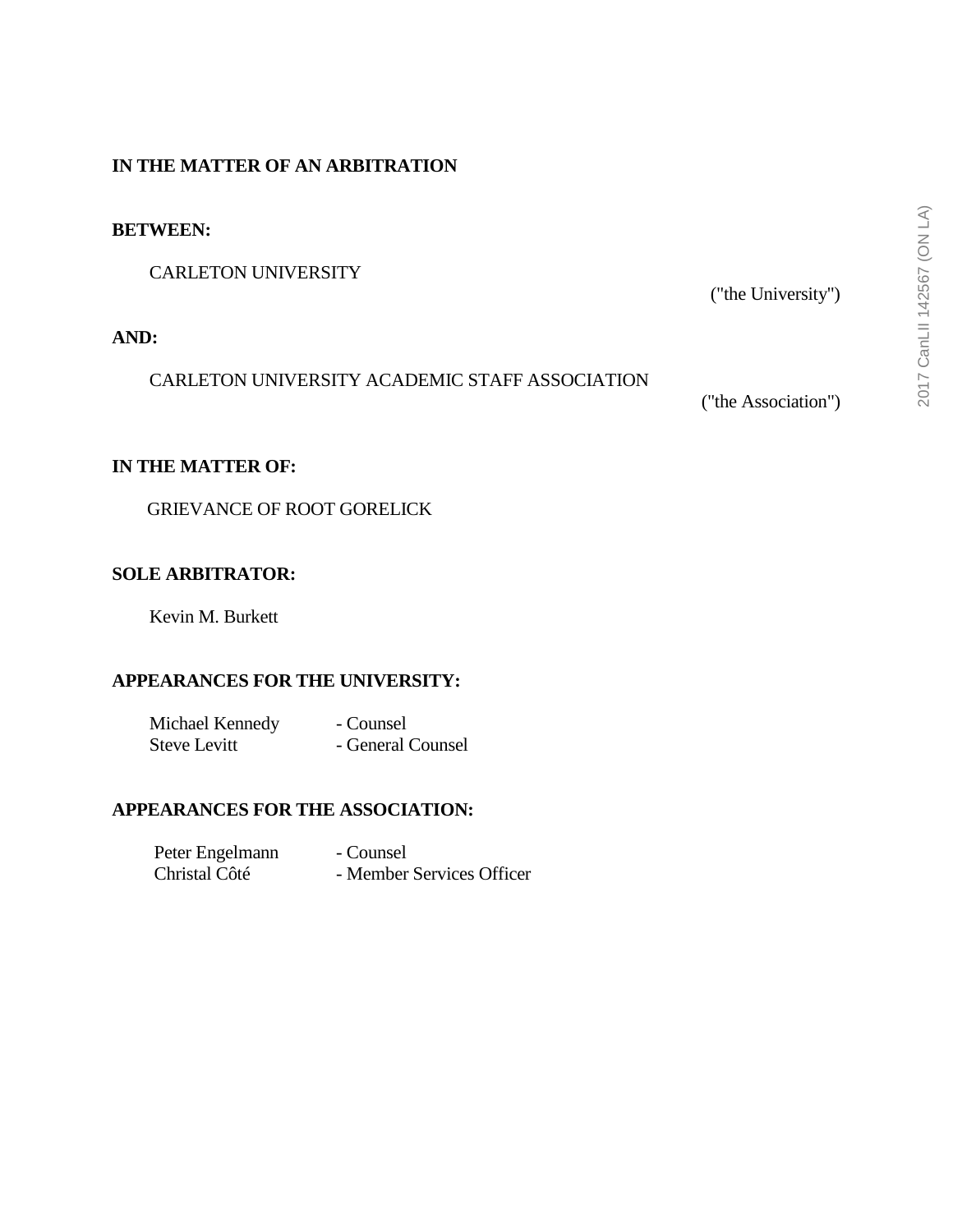**IN THE MATTER OF AN ARBITRATION**

**BETWEEN:**

CARLETON UNIVERSITY

("the University")

**AND:**

CARLETON UNIVERSITY ACADEMIC STAFF ASSOCIATION

("the Association")

**IN THE MATTER OF:**

GRIEVANCE OF ROOT GORELICK

**SOLE ARBITRATOR:**

Kevin M. Burkett

**APPEARANCES FOR THE UNIVERSITY:**

Michael Kennedy - Counsel
Steve Levitt - General Counsel

**APPEARANCES FOR THE ASSOCIATION:**

Peter Engelmann - Counsel
Christal Côté - Member Services Officer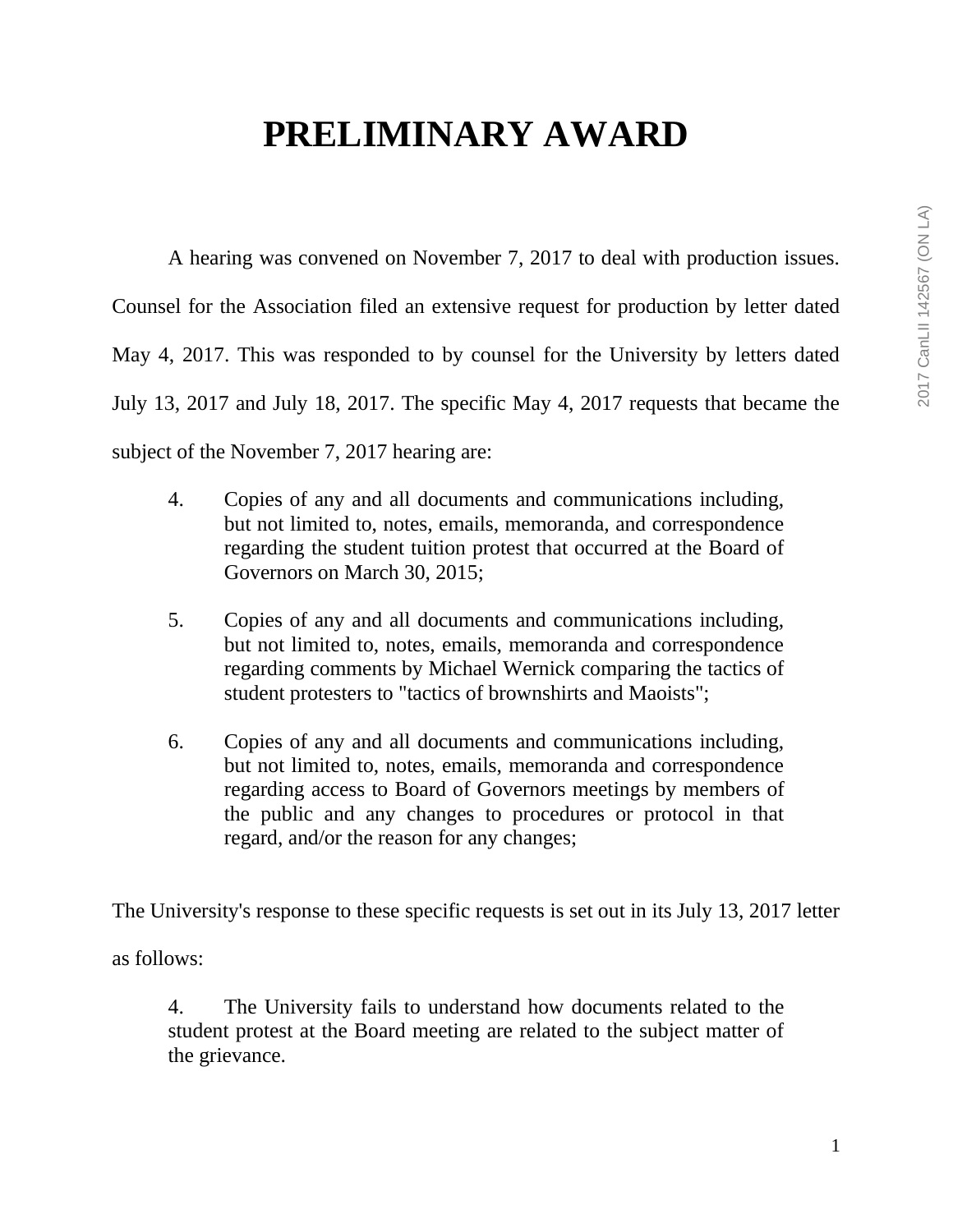# PRELIMINARY AWARD

A hearing was convened on November 7, 2017 to deal with production issues. Counsel for the Association filed an extensive request for production by letter dated May 4, 2017. This was responded to by counsel for the University by letters dated July 13, 2017 and July 18, 2017. The specific May 4, 2017 requests that became the subject of the November 7, 2017 hearing are:

> 4. Copies of any and all documents and communications including, but not limited to, notes, emails, memoranda, and correspondence regarding the student tuition protest that occurred at the Board of Governors on March 30, 2015;
>
> 5. Copies of any and all documents and communications including, but not limited to, notes, emails, memoranda and correspondence regarding comments by Michael Wernick comparing the tactics of student protesters to "tactics of brownshirts and Maoists";
>
> 6. Copies of any and all documents and communications including, but not limited to, notes, emails, memoranda and correspondence regarding access to Board of Governors meetings by members of the public and any changes to procedures or protocol in that regard, and/or the reason for any changes;

The University's response to these specific requests is set out in its July 13, 2017 letter as follows:

> 4. The University fails to understand how documents related to the student protest at the Board meeting are related to the subject matter of the grievance.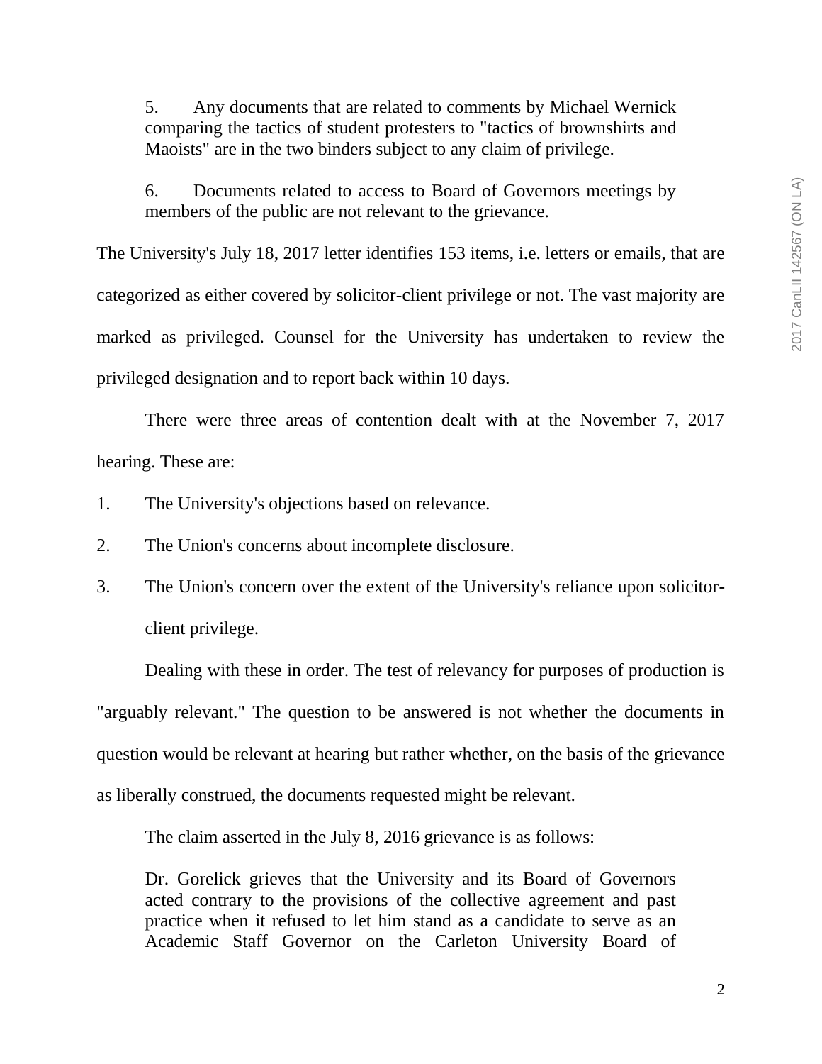> 5. Any documents that are related to comments by Michael Wernick comparing the tactics of student protesters to "tactics of brownshirts and Maoists" are in the two binders subject to any claim of privilege.
>
> 6. Documents related to access to Board of Governors meetings by members of the public are not relevant to the grievance.

The University's July 18, 2017 letter identifies 153 items, i.e. letters or emails, that are categorized as either covered by solicitor-client privilege or not. The vast majority are marked as privileged. Counsel for the University has undertaken to review the privileged designation and to report back within 10 days.

There were three areas of contention dealt with at the November 7, 2017 hearing. These are:

1. The University's objections based on relevance.
2. The Union's concerns about incomplete disclosure.
3. The Union's concern over the extent of the University's reliance upon solicitor-client privilege.

Dealing with these in order. The test of relevancy for purposes of production is "arguably relevant." The question to be answered is not whether the documents in question would be relevant at hearing but rather whether, on the basis of the grievance as liberally construed, the documents requested might be relevant.

The claim asserted in the July 8, 2016 grievance is as follows:

> Dr. Gorelick grieves that the University and its Board of Governors acted contrary to the provisions of the collective agreement and past practice when it refused to let him stand as a candidate to serve as an Academic Staff Governor on the Carleton University Board of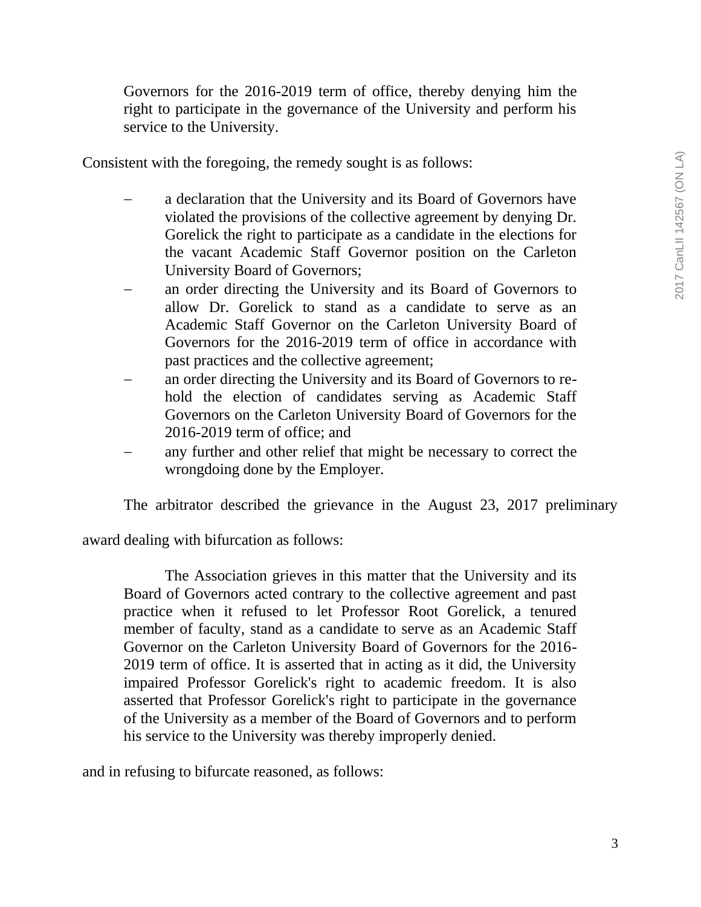> Governors for the 2016-2019 term of office, thereby denying him the right to participate in the governance of the University and perform his service to the University.

Consistent with the foregoing, the remedy sought is as follows:

> – a declaration that the University and its Board of Governors have violated the provisions of the collective agreement by denying Dr. Gorelick the right to participate as a candidate in the elections for the vacant Academic Staff Governor position on the Carleton University Board of Governors;
> – an order directing the University and its Board of Governors to allow Dr. Gorelick to stand as a candidate to serve as an Academic Staff Governor on the Carleton University Board of Governors for the 2016-2019 term of office in accordance with past practices and the collective agreement;
> – an order directing the University and its Board of Governors to re-hold the election of candidates serving as Academic Staff Governors on the Carleton University Board of Governors for the 2016-2019 term of office; and
> – any further and other relief that might be necessary to correct the wrongdoing done by the Employer.

The arbitrator described the grievance in the August 23, 2017 preliminary award dealing with bifurcation as follows:

> The Association grieves in this matter that the University and its Board of Governors acted contrary to the collective agreement and past practice when it refused to let Professor Root Gorelick, a tenured member of faculty, stand as a candidate to serve as an Academic Staff Governor on the Carleton University Board of Governors for the 2016-2019 term of office. It is asserted that in acting as it did, the University impaired Professor Gorelick's right to academic freedom. It is also asserted that Professor Gorelick's right to participate in the governance of the University as a member of the Board of Governors and to perform his service to the University was thereby improperly denied.

and in refusing to bifurcate reasoned, as follows: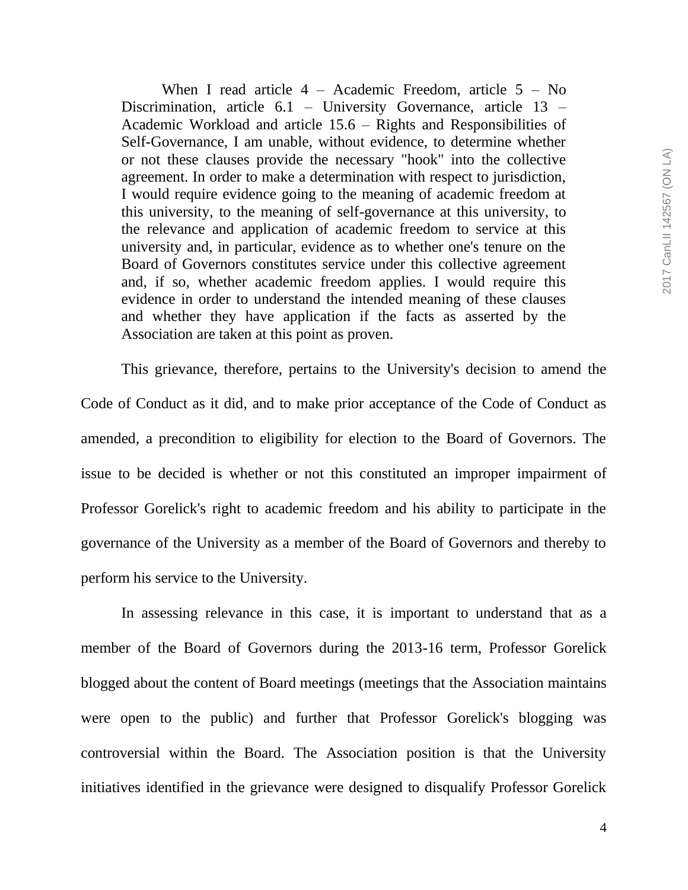> When I read article 4 – Academic Freedom, article 5 – No Discrimination, article 6.1 – University Governance, article 13 – Academic Workload and article 15.6 – Rights and Responsibilities of Self-Governance, I am unable, without evidence, to determine whether or not these clauses provide the necessary "hook" into the collective agreement. In order to make a determination with respect to jurisdiction, I would require evidence going to the meaning of academic freedom at this university, to the meaning of self-governance at this university, to the relevance and application of academic freedom to service at this university and, in particular, evidence as to whether one's tenure on the Board of Governors constitutes service under this collective agreement and, if so, whether academic freedom applies. I would require this evidence in order to understand the intended meaning of these clauses and whether they have application if the facts as asserted by the Association are taken at this point as proven.

This grievance, therefore, pertains to the University's decision to amend the Code of Conduct as it did, and to make prior acceptance of the Code of Conduct as amended, a precondition to eligibility for election to the Board of Governors. The issue to be decided is whether or not this constituted an improper impairment of Professor Gorelick's right to academic freedom and his ability to participate in the governance of the University as a member of the Board of Governors and thereby to perform his service to the University.

In assessing relevance in this case, it is important to understand that as a member of the Board of Governors during the 2013-16 term, Professor Gorelick blogged about the content of Board meetings (meetings that the Association maintains were open to the public) and further that Professor Gorelick's blogging was controversial within the Board. The Association position is that the University initiatives identified in the grievance were designed to disqualify Professor Gorelick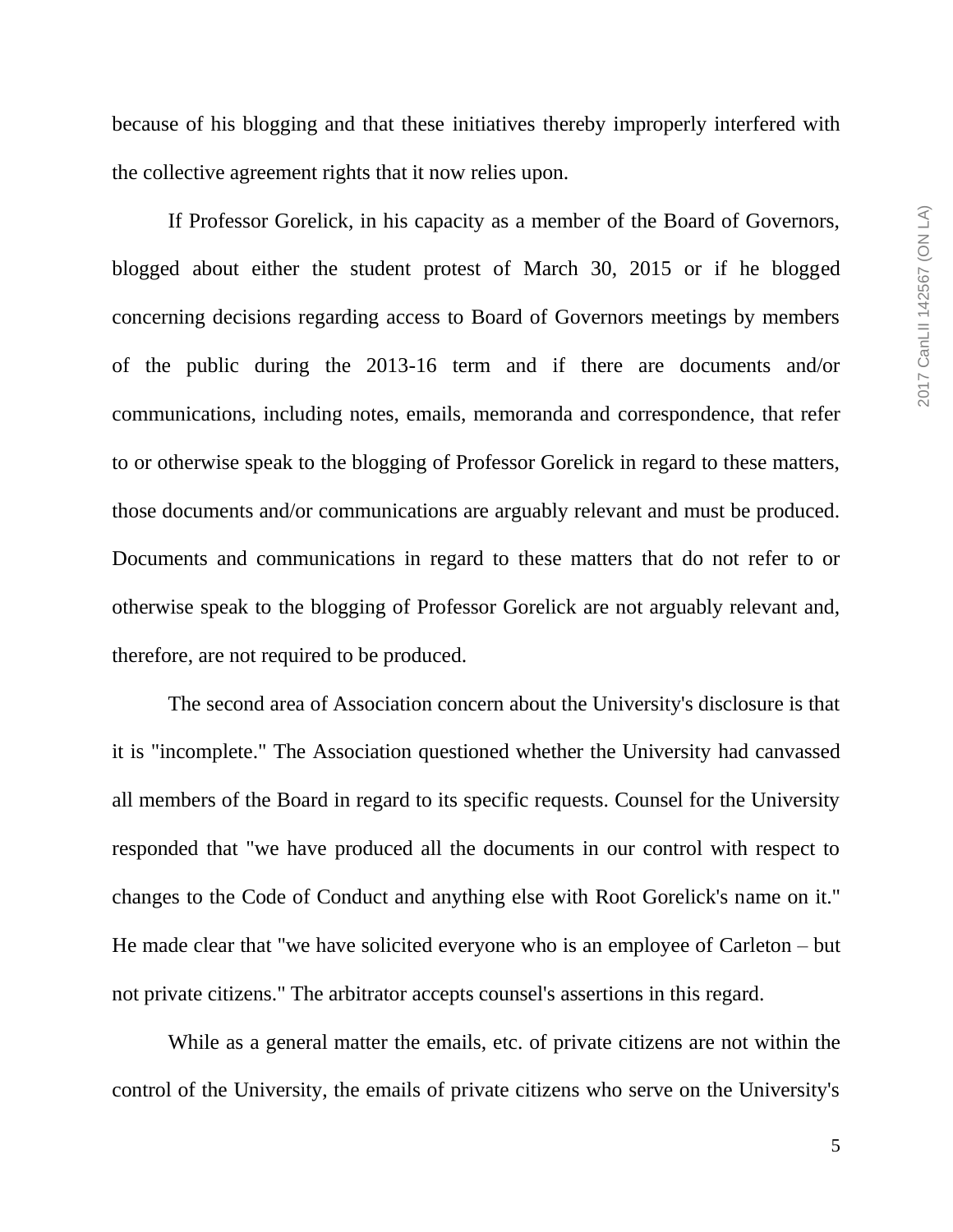because of his blogging and that these initiatives thereby improperly interfered with the collective agreement rights that it now relies upon.

If Professor Gorelick, in his capacity as a member of the Board of Governors, blogged about either the student protest of March 30, 2015 or if he blogged concerning decisions regarding access to Board of Governors meetings by members of the public during the 2013-16 term and if there are documents and/or communications, including notes, emails, memoranda and correspondence, that refer to or otherwise speak to the blogging of Professor Gorelick in regard to these matters, those documents and/or communications are arguably relevant and must be produced. Documents and communications in regard to these matters that do not refer to or otherwise speak to the blogging of Professor Gorelick are not arguably relevant and, therefore, are not required to be produced.

The second area of Association concern about the University's disclosure is that it is "incomplete." The Association questioned whether the University had canvassed all members of the Board in regard to its specific requests. Counsel for the University responded that "we have produced all the documents in our control with respect to changes to the Code of Conduct and anything else with Root Gorelick's name on it." He made clear that "we have solicited everyone who is an employee of Carleton – but not private citizens." The arbitrator accepts counsel's assertions in this regard.

While as a general matter the emails, etc. of private citizens are not within the control of the University, the emails of private citizens who serve on the University's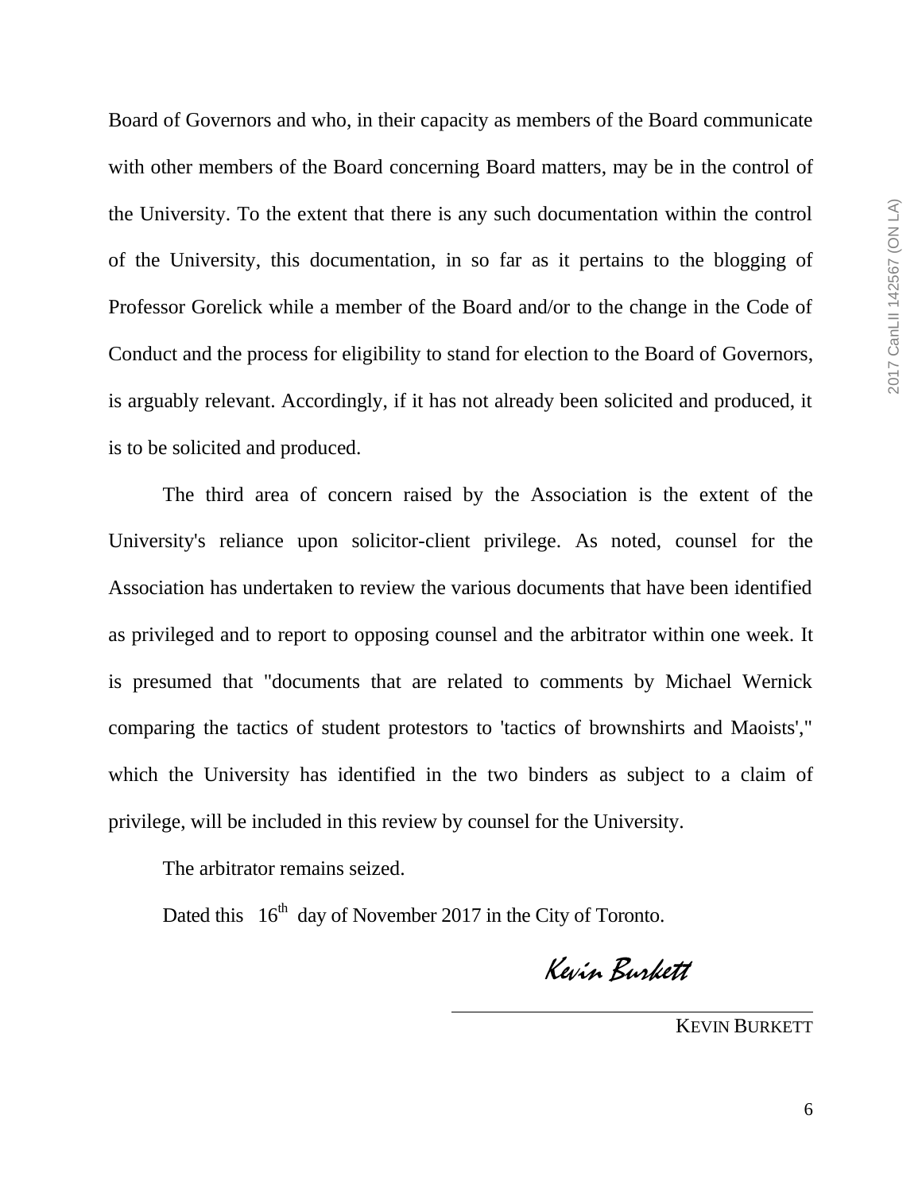Board of Governors and who, in their capacity as members of the Board communicate with other members of the Board concerning Board matters, may be in the control of the University. To the extent that there is any such documentation within the control of the University, this documentation, in so far as it pertains to the blogging of Professor Gorelick while a member of the Board and/or to the change in the Code of Conduct and the process for eligibility to stand for election to the Board of Governors, is arguably relevant. Accordingly, if it has not already been solicited and produced, it is to be solicited and produced.

The third area of concern raised by the Association is the extent of the University's reliance upon solicitor-client privilege. As noted, counsel for the Association has undertaken to review the various documents that have been identified as privileged and to report to opposing counsel and the arbitrator within one week. It is presumed that "documents that are related to comments by Michael Wernick comparing the tactics of student protestors to 'tactics of brownshirts and Maoists'," which the University has identified in the two binders as subject to a claim of privilege, will be included in this review by counsel for the University.

The arbitrator remains seized.

Dated this 16th day of November 2017 in the City of Toronto.

*Kevin Burkett*

KEVIN BURKETT